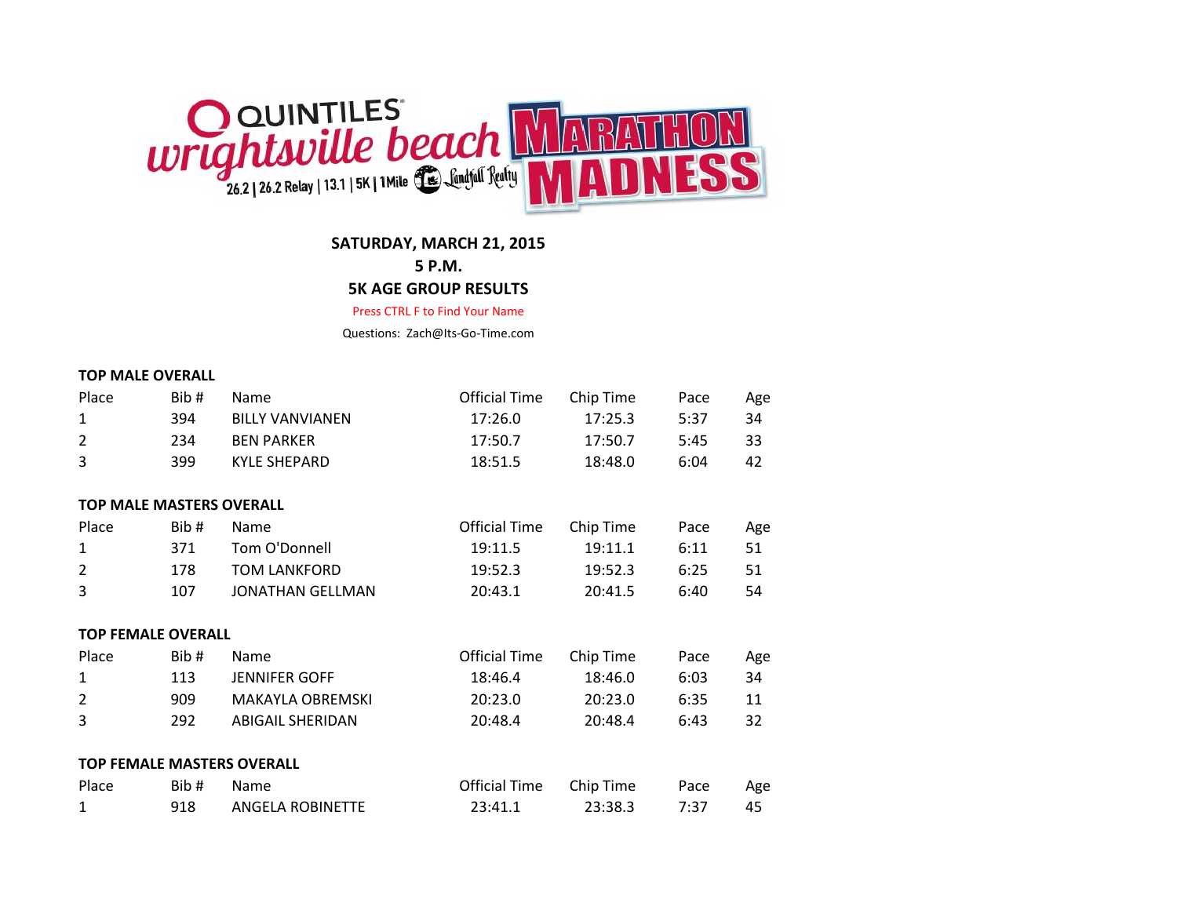QUINTILES wrightsville beach MARATHON MADNESS

26.2 | 26.2 Relay | 13.1 | 5K | 1Mile Landfall Realty

**SATURDAY, MARCH 21, 2015**

**5 P.M.**

**5K AGE GROUP RESULTS**

Press CTRL F to Find Your Name

Questions: Zach@Its-Go-Time.com

**TOP MALE OVERALL**

| Place | Bib # | Name | Official Time | Chip Time | Pace | Age |
|---|---|---|---|---|---|---|
| 1 | 394 | BILLY VANVIANEN | 17:26.0 | 17:25.3 | 5:37 | 34 |
| 2 | 234 | BEN PARKER | 17:50.7 | 17:50.7 | 5:45 | 33 |
| 3 | 399 | KYLE SHEPARD | 18:51.5 | 18:48.0 | 6:04 | 42 |

**TOP MALE MASTERS OVERALL**

| Place | Bib # | Name | Official Time | Chip Time | Pace | Age |
|---|---|---|---|---|---|---|
| 1 | 371 | Tom O'Donnell | 19:11.5 | 19:11.1 | 6:11 | 51 |
| 2 | 178 | TOM LANKFORD | 19:52.3 | 19:52.3 | 6:25 | 51 |
| 3 | 107 | JONATHAN GELLMAN | 20:43.1 | 20:41.5 | 6:40 | 54 |

**TOP FEMALE OVERALL**

| Place | Bib # | Name | Official Time | Chip Time | Pace | Age |
|---|---|---|---|---|---|---|
| 1 | 113 | JENNIFER GOFF | 18:46.4 | 18:46.0 | 6:03 | 34 |
| 2 | 909 | MAKAYLA OBREMSKI | 20:23.0 | 20:23.0 | 6:35 | 11 |
| 3 | 292 | ABIGAIL SHERIDAN | 20:48.4 | 20:48.4 | 6:43 | 32 |

**TOP FEMALE MASTERS OVERALL**

| Place | Bib # | Name | Official Time | Chip Time | Pace | Age |
|---|---|---|---|---|---|---|
| 1 | 918 | ANGELA ROBINETTE | 23:41.1 | 23:38.3 | 7:37 | 45 |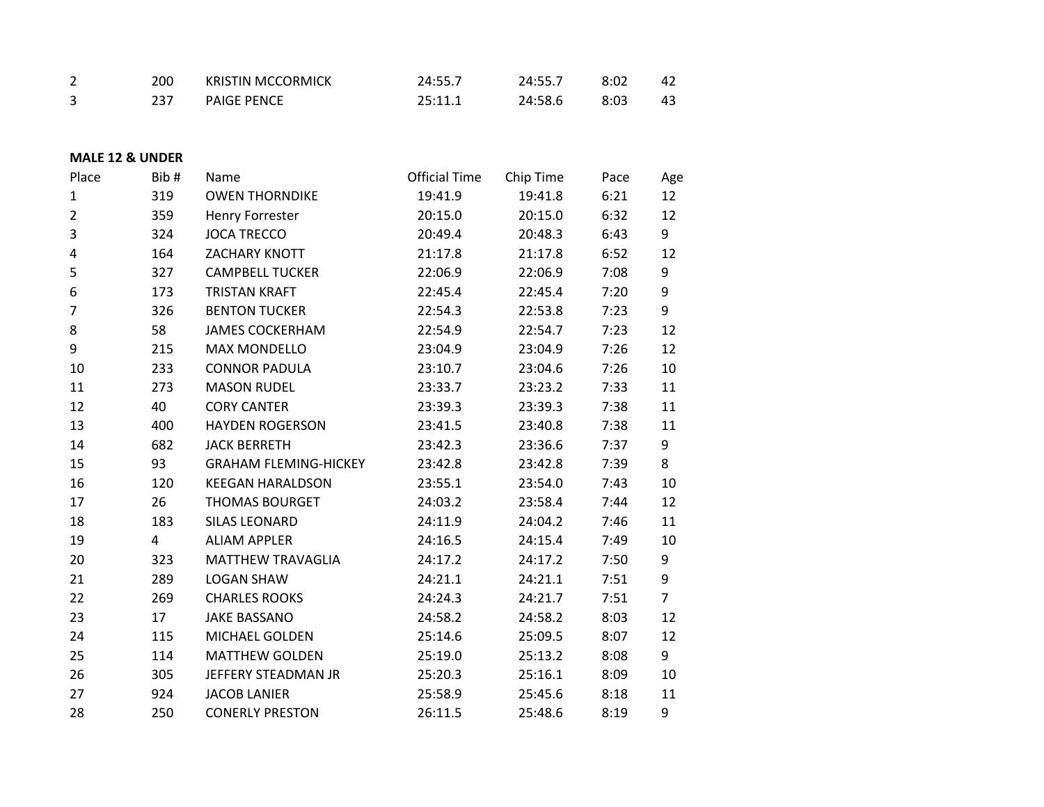| 2 | 200 | KRISTIN MCCORMICK | 24:55.7 | 24:55.7 | 8:02 | 42 |
|---|---|---|---|---|---|---|
| 3 | 237 | PAIGE PENCE | 25:11.1 | 24:58.6 | 8:03 | 43 |

**MALE 12 & UNDER**

| Place | Bib # | Name | Official Time | Chip Time | Pace | Age |
|---|---|---|---|---|---|---|
| 1 | 319 | OWEN THORNDIKE | 19:41.9 | 19:41.8 | 6:21 | 12 |
| 2 | 359 | Henry Forrester | 20:15.0 | 20:15.0 | 6:32 | 12 |
| 3 | 324 | JOCA TRECCO | 20:49.4 | 20:48.3 | 6:43 | 9 |
| 4 | 164 | ZACHARY KNOTT | 21:17.8 | 21:17.8 | 6:52 | 12 |
| 5 | 327 | CAMPBELL TUCKER | 22:06.9 | 22:06.9 | 7:08 | 9 |
| 6 | 173 | TRISTAN KRAFT | 22:45.4 | 22:45.4 | 7:20 | 9 |
| 7 | 326 | BENTON TUCKER | 22:54.3 | 22:53.8 | 7:23 | 9 |
| 8 | 58 | JAMES COCKERHAM | 22:54.9 | 22:54.7 | 7:23 | 12 |
| 9 | 215 | MAX MONDELLO | 23:04.9 | 23:04.9 | 7:26 | 12 |
| 10 | 233 | CONNOR PADULA | 23:10.7 | 23:04.6 | 7:26 | 10 |
| 11 | 273 | MASON RUDEL | 23:33.7 | 23:23.2 | 7:33 | 11 |
| 12 | 40 | CORY CANTER | 23:39.3 | 23:39.3 | 7:38 | 11 |
| 13 | 400 | HAYDEN ROGERSON | 23:41.5 | 23:40.8 | 7:38 | 11 |
| 14 | 682 | JACK BERRETH | 23:42.3 | 23:36.6 | 7:37 | 9 |
| 15 | 93 | GRAHAM FLEMING-HICKEY | 23:42.8 | 23:42.8 | 7:39 | 8 |
| 16 | 120 | KEEGAN HARALDSON | 23:55.1 | 23:54.0 | 7:43 | 10 |
| 17 | 26 | THOMAS BOURGET | 24:03.2 | 23:58.4 | 7:44 | 12 |
| 18 | 183 | SILAS LEONARD | 24:11.9 | 24:04.2 | 7:46 | 11 |
| 19 | 4 | ALIAM APPLER | 24:16.5 | 24:15.4 | 7:49 | 10 |
| 20 | 323 | MATTHEW TRAVAGLIA | 24:17.2 | 24:17.2 | 7:50 | 9 |
| 21 | 289 | LOGAN SHAW | 24:21.1 | 24:21.1 | 7:51 | 9 |
| 22 | 269 | CHARLES ROOKS | 24:24.3 | 24:21.7 | 7:51 | 7 |
| 23 | 17 | JAKE BASSANO | 24:58.2 | 24:58.2 | 8:03 | 12 |
| 24 | 115 | MICHAEL GOLDEN | 25:14.6 | 25:09.5 | 8:07 | 12 |
| 25 | 114 | MATTHEW GOLDEN | 25:19.0 | 25:13.2 | 8:08 | 9 |
| 26 | 305 | JEFFERY STEADMAN JR | 25:20.3 | 25:16.1 | 8:09 | 10 |
| 27 | 924 | JACOB LANIER | 25:58.9 | 25:45.6 | 8:18 | 11 |
| 28 | 250 | CONERLY PRESTON | 26:11.5 | 25:48.6 | 8:19 | 9 |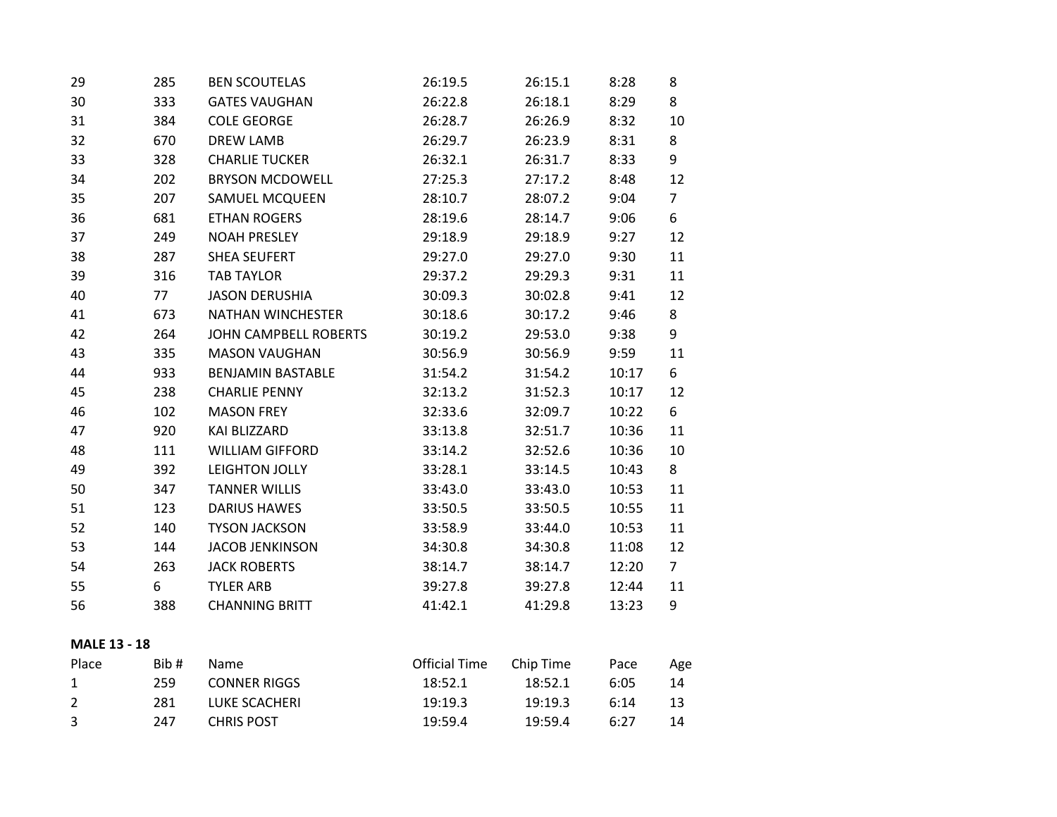| | | | | | | |
|---|---|---|---|---|---|---|
| 29 | 285 | BEN SCOUTELAS | 26:19.5 | 26:15.1 | 8:28 | 8 |
| 30 | 333 | GATES VAUGHAN | 26:22.8 | 26:18.1 | 8:29 | 8 |
| 31 | 384 | COLE GEORGE | 26:28.7 | 26:26.9 | 8:32 | 10 |
| 32 | 670 | DREW LAMB | 26:29.7 | 26:23.9 | 8:31 | 8 |
| 33 | 328 | CHARLIE TUCKER | 26:32.1 | 26:31.7 | 8:33 | 9 |
| 34 | 202 | BRYSON MCDOWELL | 27:25.3 | 27:17.2 | 8:48 | 12 |
| 35 | 207 | SAMUEL MCQUEEN | 28:10.7 | 28:07.2 | 9:04 | 7 |
| 36 | 681 | ETHAN ROGERS | 28:19.6 | 28:14.7 | 9:06 | 6 |
| 37 | 249 | NOAH PRESLEY | 29:18.9 | 29:18.9 | 9:27 | 12 |
| 38 | 287 | SHEA SEUFERT | 29:27.0 | 29:27.0 | 9:30 | 11 |
| 39 | 316 | TAB TAYLOR | 29:37.2 | 29:29.3 | 9:31 | 11 |
| 40 | 77 | JASON DERUSHIA | 30:09.3 | 30:02.8 | 9:41 | 12 |
| 41 | 673 | NATHAN WINCHESTER | 30:18.6 | 30:17.2 | 9:46 | 8 |
| 42 | 264 | JOHN CAMPBELL ROBERTS | 30:19.2 | 29:53.0 | 9:38 | 9 |
| 43 | 335 | MASON VAUGHAN | 30:56.9 | 30:56.9 | 9:59 | 11 |
| 44 | 933 | BENJAMIN BASTABLE | 31:54.2 | 31:54.2 | 10:17 | 6 |
| 45 | 238 | CHARLIE PENNY | 32:13.2 | 31:52.3 | 10:17 | 12 |
| 46 | 102 | MASON FREY | 32:33.6 | 32:09.7 | 10:22 | 6 |
| 47 | 920 | KAI BLIZZARD | 33:13.8 | 32:51.7 | 10:36 | 11 |
| 48 | 111 | WILLIAM GIFFORD | 33:14.2 | 32:52.6 | 10:36 | 10 |
| 49 | 392 | LEIGHTON JOLLY | 33:28.1 | 33:14.5 | 10:43 | 8 |
| 50 | 347 | TANNER WILLIS | 33:43.0 | 33:43.0 | 10:53 | 11 |
| 51 | 123 | DARIUS HAWES | 33:50.5 | 33:50.5 | 10:55 | 11 |
| 52 | 140 | TYSON JACKSON | 33:58.9 | 33:44.0 | 10:53 | 11 |
| 53 | 144 | JACOB JENKINSON | 34:30.8 | 34:30.8 | 11:08 | 12 |
| 54 | 263 | JACK ROBERTS | 38:14.7 | 38:14.7 | 12:20 | 7 |
| 55 | 6 | TYLER ARB | 39:27.8 | 39:27.8 | 12:44 | 11 |
| 56 | 388 | CHANNING BRITT | 41:42.1 | 41:29.8 | 13:23 | 9 |

**MALE 13 - 18**

| Place | Bib # | Name | Official Time | Chip Time | Pace | Age |
|---|---|---|---|---|---|---|
| 1 | 259 | CONNER RIGGS | 18:52.1 | 18:52.1 | 6:05 | 14 |
| 2 | 281 | LUKE SCACHERI | 19:19.3 | 19:19.3 | 6:14 | 13 |
| 3 | 247 | CHRIS POST | 19:59.4 | 19:59.4 | 6:27 | 14 |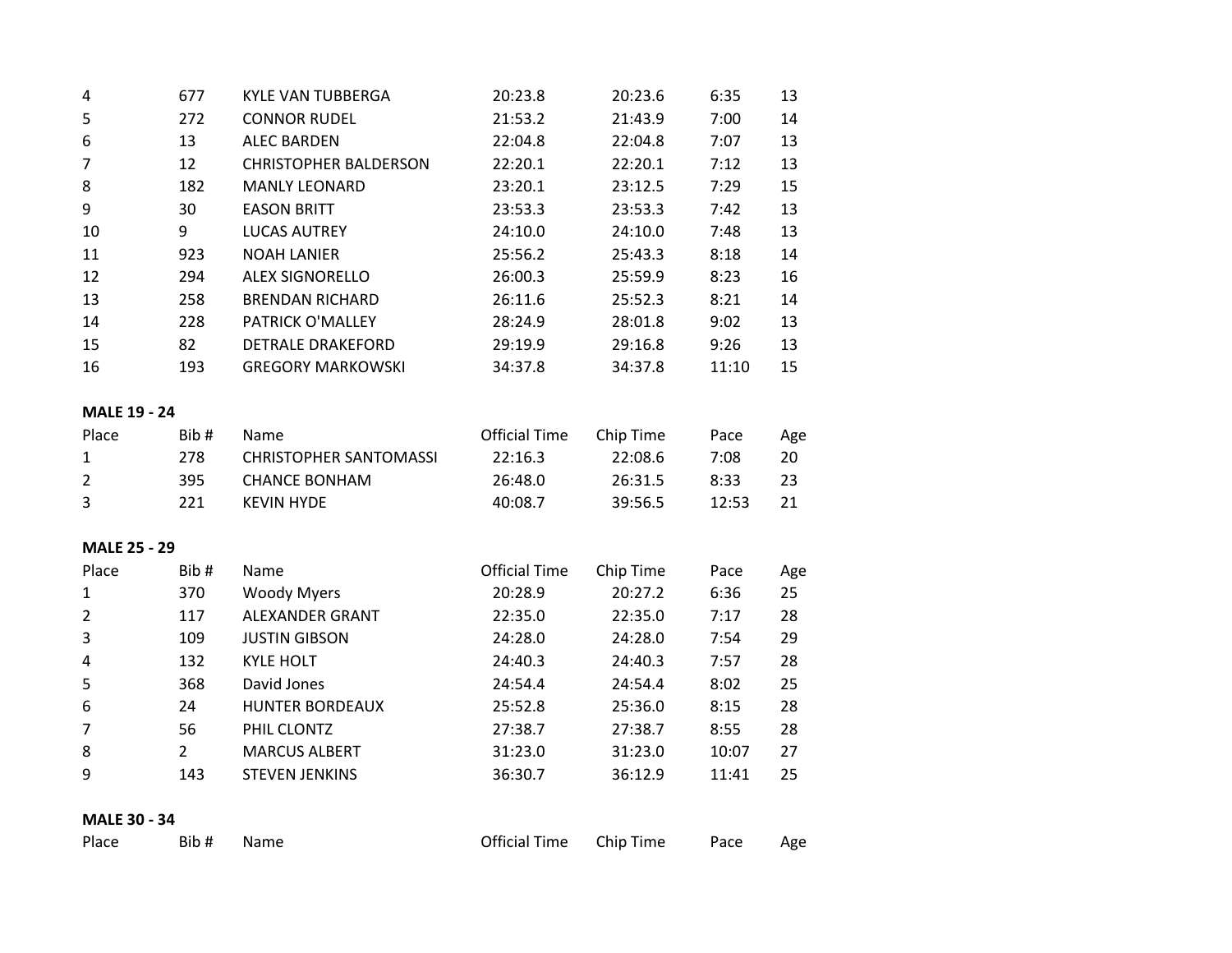| | | | | | | |
|---|---|---|---|---|---|---|
| 4 | 677 | KYLE VAN TUBBERGA | 20:23.8 | 20:23.6 | 6:35 | 13 |
| 5 | 272 | CONNOR RUDEL | 21:53.2 | 21:43.9 | 7:00 | 14 |
| 6 | 13 | ALEC BARDEN | 22:04.8 | 22:04.8 | 7:07 | 13 |
| 7 | 12 | CHRISTOPHER BALDERSON | 22:20.1 | 22:20.1 | 7:12 | 13 |
| 8 | 182 | MANLY LEONARD | 23:20.1 | 23:12.5 | 7:29 | 15 |
| 9 | 30 | EASON BRITT | 23:53.3 | 23:53.3 | 7:42 | 13 |
| 10 | 9 | LUCAS AUTREY | 24:10.0 | 24:10.0 | 7:48 | 13 |
| 11 | 923 | NOAH LANIER | 25:56.2 | 25:43.3 | 8:18 | 14 |
| 12 | 294 | ALEX SIGNORELLO | 26:00.3 | 25:59.9 | 8:23 | 16 |
| 13 | 258 | BRENDAN RICHARD | 26:11.6 | 25:52.3 | 8:21 | 14 |
| 14 | 228 | PATRICK O'MALLEY | 28:24.9 | 28:01.8 | 9:02 | 13 |
| 15 | 82 | DETRALE DRAKEFORD | 29:19.9 | 29:16.8 | 9:26 | 13 |
| 16 | 193 | GREGORY MARKOWSKI | 34:37.8 | 34:37.8 | 11:10 | 15 |

**MALE 19 - 24**

| Place | Bib # | Name | Official Time | Chip Time | Pace | Age |
|---|---|---|---|---|---|---|
| 1 | 278 | CHRISTOPHER SANTOMASSI | 22:16.3 | 22:08.6 | 7:08 | 20 |
| 2 | 395 | CHANCE BONHAM | 26:48.0 | 26:31.5 | 8:33 | 23 |
| 3 | 221 | KEVIN HYDE | 40:08.7 | 39:56.5 | 12:53 | 21 |

**MALE 25 - 29**

| Place | Bib # | Name | Official Time | Chip Time | Pace | Age |
|---|---|---|---|---|---|---|
| 1 | 370 | Woody Myers | 20:28.9 | 20:27.2 | 6:36 | 25 |
| 2 | 117 | ALEXANDER GRANT | 22:35.0 | 22:35.0 | 7:17 | 28 |
| 3 | 109 | JUSTIN GIBSON | 24:28.0 | 24:28.0 | 7:54 | 29 |
| 4 | 132 | KYLE HOLT | 24:40.3 | 24:40.3 | 7:57 | 28 |
| 5 | 368 | David Jones | 24:54.4 | 24:54.4 | 8:02 | 25 |
| 6 | 24 | HUNTER BORDEAUX | 25:52.8 | 25:36.0 | 8:15 | 28 |
| 7 | 56 | PHIL CLONTZ | 27:38.7 | 27:38.7 | 8:55 | 28 |
| 8 | 2 | MARCUS ALBERT | 31:23.0 | 31:23.0 | 10:07 | 27 |
| 9 | 143 | STEVEN JENKINS | 36:30.7 | 36:12.9 | 11:41 | 25 |

**MALE 30 - 34**

| Place | Bib # | Name | Official Time | Chip Time | Pace | Age |
|---|---|---|---|---|---|---|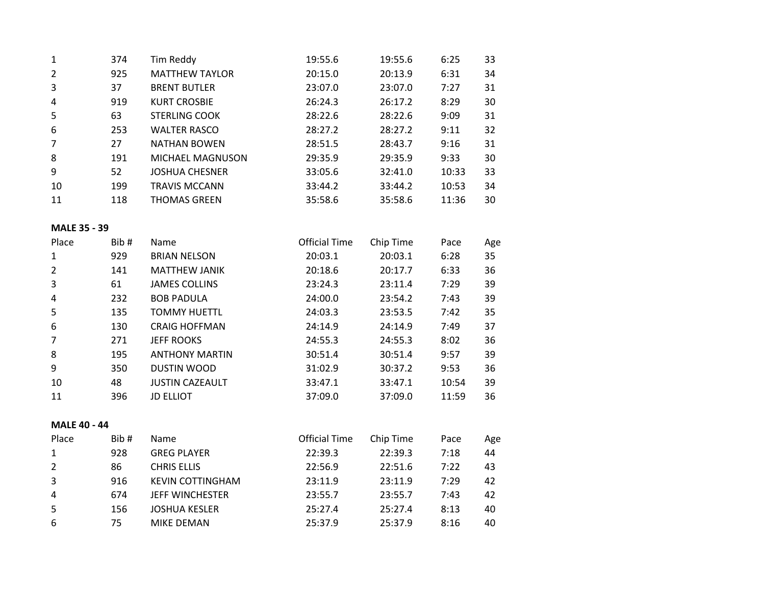| | | | | | | |
|---|---|---|---|---|---|---|
| 1 | 374 | Tim Reddy | 19:55.6 | 19:55.6 | 6:25 | 33 |
| 2 | 925 | MATTHEW TAYLOR | 20:15.0 | 20:13.9 | 6:31 | 34 |
| 3 | 37 | BRENT BUTLER | 23:07.0 | 23:07.0 | 7:27 | 31 |
| 4 | 919 | KURT CROSBIE | 26:24.3 | 26:17.2 | 8:29 | 30 |
| 5 | 63 | STERLING COOK | 28:22.6 | 28:22.6 | 9:09 | 31 |
| 6 | 253 | WALTER RASCO | 28:27.2 | 28:27.2 | 9:11 | 32 |
| 7 | 27 | NATHAN BOWEN | 28:51.5 | 28:43.7 | 9:16 | 31 |
| 8 | 191 | MICHAEL MAGNUSON | 29:35.9 | 29:35.9 | 9:33 | 30 |
| 9 | 52 | JOSHUA CHESNER | 33:05.6 | 32:41.0 | 10:33 | 33 |
| 10 | 199 | TRAVIS MCCANN | 33:44.2 | 33:44.2 | 10:53 | 34 |
| 11 | 118 | THOMAS GREEN | 35:58.6 | 35:58.6 | 11:36 | 30 |

**MALE 35 - 39**

| Place | Bib # | Name | Official Time | Chip Time | Pace | Age |
|---|---|---|---|---|---|---|
| 1 | 929 | BRIAN NELSON | 20:03.1 | 20:03.1 | 6:28 | 35 |
| 2 | 141 | MATTHEW JANIK | 20:18.6 | 20:17.7 | 6:33 | 36 |
| 3 | 61 | JAMES COLLINS | 23:24.3 | 23:11.4 | 7:29 | 39 |
| 4 | 232 | BOB PADULA | 24:00.0 | 23:54.2 | 7:43 | 39 |
| 5 | 135 | TOMMY HUETTL | 24:03.3 | 23:53.5 | 7:42 | 35 |
| 6 | 130 | CRAIG HOFFMAN | 24:14.9 | 24:14.9 | 7:49 | 37 |
| 7 | 271 | JEFF ROOKS | 24:55.3 | 24:55.3 | 8:02 | 36 |
| 8 | 195 | ANTHONY MARTIN | 30:51.4 | 30:51.4 | 9:57 | 39 |
| 9 | 350 | DUSTIN WOOD | 31:02.9 | 30:37.2 | 9:53 | 36 |
| 10 | 48 | JUSTIN CAZEAULT | 33:47.1 | 33:47.1 | 10:54 | 39 |
| 11 | 396 | JD ELLIOT | 37:09.0 | 37:09.0 | 11:59 | 36 |

**MALE 40 - 44**

| Place | Bib # | Name | Official Time | Chip Time | Pace | Age |
|---|---|---|---|---|---|---|
| 1 | 928 | GREG PLAYER | 22:39.3 | 22:39.3 | 7:18 | 44 |
| 2 | 86 | CHRIS ELLIS | 22:56.9 | 22:51.6 | 7:22 | 43 |
| 3 | 916 | KEVIN COTTINGHAM | 23:11.9 | 23:11.9 | 7:29 | 42 |
| 4 | 674 | JEFF WINCHESTER | 23:55.7 | 23:55.7 | 7:43 | 42 |
| 5 | 156 | JOSHUA KESLER | 25:27.4 | 25:27.4 | 8:13 | 40 |
| 6 | 75 | MIKE DEMAN | 25:37.9 | 25:37.9 | 8:16 | 40 |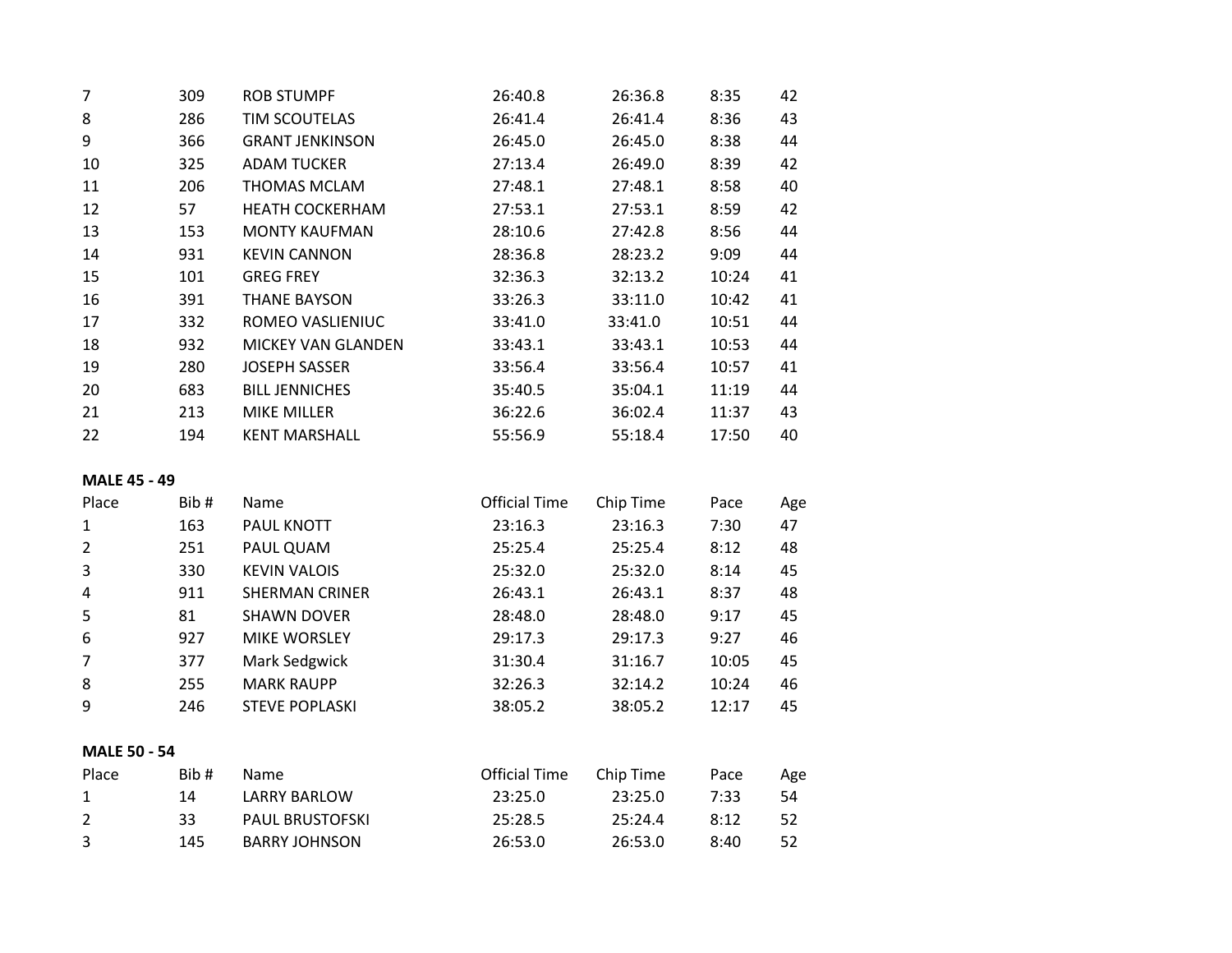| | | | | | | |
|---|---|---|---|---|---|---|
| 7 | 309 | ROB STUMPF | 26:40.8 | 26:36.8 | 8:35 | 42 |
| 8 | 286 | TIM SCOUTELAS | 26:41.4 | 26:41.4 | 8:36 | 43 |
| 9 | 366 | GRANT JENKINSON | 26:45.0 | 26:45.0 | 8:38 | 44 |
| 10 | 325 | ADAM TUCKER | 27:13.4 | 26:49.0 | 8:39 | 42 |
| 11 | 206 | THOMAS MCLAM | 27:48.1 | 27:48.1 | 8:58 | 40 |
| 12 | 57 | HEATH COCKERHAM | 27:53.1 | 27:53.1 | 8:59 | 42 |
| 13 | 153 | MONTY KAUFMAN | 28:10.6 | 27:42.8 | 8:56 | 44 |
| 14 | 931 | KEVIN CANNON | 28:36.8 | 28:23.2 | 9:09 | 44 |
| 15 | 101 | GREG FREY | 32:36.3 | 32:13.2 | 10:24 | 41 |
| 16 | 391 | THANE BAYSON | 33:26.3 | 33:11.0 | 10:42 | 41 |
| 17 | 332 | ROMEO VASLIENIUC | 33:41.0 | 33:41.0 | 10:51 | 44 |
| 18 | 932 | MICKEY VAN GLANDEN | 33:43.1 | 33:43.1 | 10:53 | 44 |
| 19 | 280 | JOSEPH SASSER | 33:56.4 | 33:56.4 | 10:57 | 41 |
| 20 | 683 | BILL JENNICHES | 35:40.5 | 35:04.1 | 11:19 | 44 |
| 21 | 213 | MIKE MILLER | 36:22.6 | 36:02.4 | 11:37 | 43 |
| 22 | 194 | KENT MARSHALL | 55:56.9 | 55:18.4 | 17:50 | 40 |

**MALE 45 - 49**

| Place | Bib # | Name | Official Time | Chip Time | Pace | Age |
|---|---|---|---|---|---|---|
| 1 | 163 | PAUL KNOTT | 23:16.3 | 23:16.3 | 7:30 | 47 |
| 2 | 251 | PAUL QUAM | 25:25.4 | 25:25.4 | 8:12 | 48 |
| 3 | 330 | KEVIN VALOIS | 25:32.0 | 25:32.0 | 8:14 | 45 |
| 4 | 911 | SHERMAN CRINER | 26:43.1 | 26:43.1 | 8:37 | 48 |
| 5 | 81 | SHAWN DOVER | 28:48.0 | 28:48.0 | 9:17 | 45 |
| 6 | 927 | MIKE WORSLEY | 29:17.3 | 29:17.3 | 9:27 | 46 |
| 7 | 377 | Mark Sedgwick | 31:30.4 | 31:16.7 | 10:05 | 45 |
| 8 | 255 | MARK RAUPP | 32:26.3 | 32:14.2 | 10:24 | 46 |
| 9 | 246 | STEVE POPLASKI | 38:05.2 | 38:05.2 | 12:17 | 45 |

**MALE 50 - 54**

| Place | Bib # | Name | Official Time | Chip Time | Pace | Age |
|---|---|---|---|---|---|---|
| 1 | 14 | LARRY BARLOW | 23:25.0 | 23:25.0 | 7:33 | 54 |
| 2 | 33 | PAUL BRUSTOFSKI | 25:28.5 | 25:24.4 | 8:12 | 52 |
| 3 | 145 | BARRY JOHNSON | 26:53.0 | 26:53.0 | 8:40 | 52 |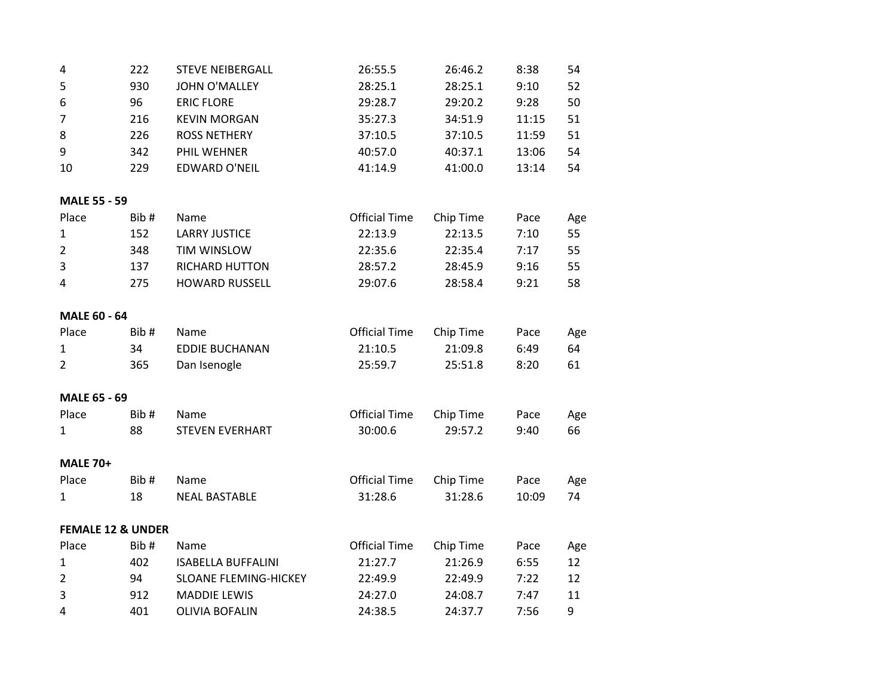| Place | Bib # | Name | Official Time | Chip Time | Pace | Age |
|---|---|---|---|---|---|---|
| 4 | 222 | STEVE NEIBERGALL | 26:55.5 | 26:46.2 | 8:38 | 54 |
| 5 | 930 | JOHN O'MALLEY | 28:25.1 | 28:25.1 | 9:10 | 52 |
| 6 | 96 | ERIC FLORE | 29:28.7 | 29:20.2 | 9:28 | 50 |
| 7 | 216 | KEVIN MORGAN | 35:27.3 | 34:51.9 | 11:15 | 51 |
| 8 | 226 | ROSS NETHERY | 37:10.5 | 37:10.5 | 11:59 | 51 |
| 9 | 342 | PHIL WEHNER | 40:57.0 | 40:37.1 | 13:06 | 54 |
| 10 | 229 | EDWARD O'NEIL | 41:14.9 | 41:00.0 | 13:14 | 54 |

**MALE 55 - 59**

| Place | Bib # | Name | Official Time | Chip Time | Pace | Age |
|---|---|---|---|---|---|---|
| 1 | 152 | LARRY JUSTICE | 22:13.9 | 22:13.5 | 7:10 | 55 |
| 2 | 348 | TIM WINSLOW | 22:35.6 | 22:35.4 | 7:17 | 55 |
| 3 | 137 | RICHARD HUTTON | 28:57.2 | 28:45.9 | 9:16 | 55 |
| 4 | 275 | HOWARD RUSSELL | 29:07.6 | 28:58.4 | 9:21 | 58 |

**MALE 60 - 64**

| Place | Bib # | Name | Official Time | Chip Time | Pace | Age |
|---|---|---|---|---|---|---|
| 1 | 34 | EDDIE BUCHANAN | 21:10.5 | 21:09.8 | 6:49 | 64 |
| 2 | 365 | Dan Isenogle | 25:59.7 | 25:51.8 | 8:20 | 61 |

**MALE 65 - 69**

| Place | Bib # | Name | Official Time | Chip Time | Pace | Age |
|---|---|---|---|---|---|---|
| 1 | 88 | STEVEN EVERHART | 30:00.6 | 29:57.2 | 9:40 | 66 |

**MALE 70+**

| Place | Bib # | Name | Official Time | Chip Time | Pace | Age |
|---|---|---|---|---|---|---|
| 1 | 18 | NEAL BASTABLE | 31:28.6 | 31:28.6 | 10:09 | 74 |

**FEMALE 12 & UNDER**

| Place | Bib # | Name | Official Time | Chip Time | Pace | Age |
|---|---|---|---|---|---|---|
| 1 | 402 | ISABELLA BUFFALINI | 21:27.7 | 21:26.9 | 6:55 | 12 |
| 2 | 94 | SLOANE FLEMING-HICKEY | 22:49.9 | 22:49.9 | 7:22 | 12 |
| 3 | 912 | MADDIE LEWIS | 24:27.0 | 24:08.7 | 7:47 | 11 |
| 4 | 401 | OLIVIA BOFALIN | 24:38.5 | 24:37.7 | 7:56 | 9 |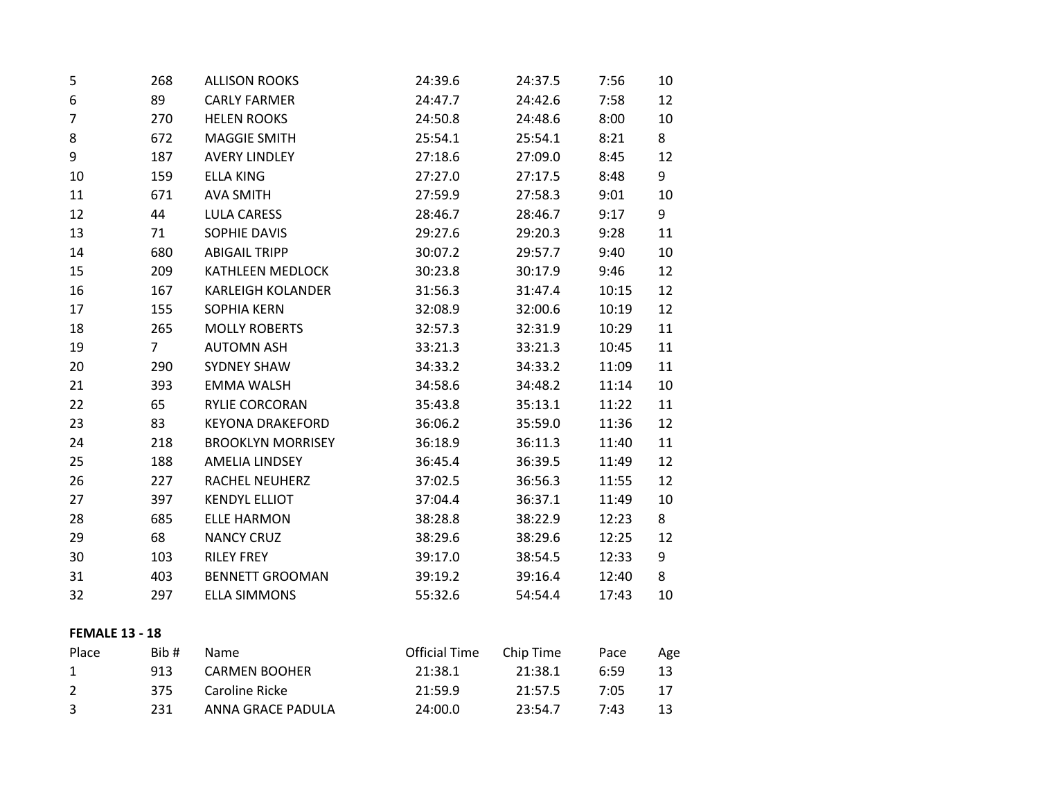| | | | | | | |
|---|---|---|---|---|---|---|
| 5 | 268 | ALLISON ROOKS | 24:39.6 | 24:37.5 | 7:56 | 10 |
| 6 | 89 | CARLY FARMER | 24:47.7 | 24:42.6 | 7:58 | 12 |
| 7 | 270 | HELEN ROOKS | 24:50.8 | 24:48.6 | 8:00 | 10 |
| 8 | 672 | MAGGIE SMITH | 25:54.1 | 25:54.1 | 8:21 | 8 |
| 9 | 187 | AVERY LINDLEY | 27:18.6 | 27:09.0 | 8:45 | 12 |
| 10 | 159 | ELLA KING | 27:27.0 | 27:17.5 | 8:48 | 9 |
| 11 | 671 | AVA SMITH | 27:59.9 | 27:58.3 | 9:01 | 10 |
| 12 | 44 | LULA CARESS | 28:46.7 | 28:46.7 | 9:17 | 9 |
| 13 | 71 | SOPHIE DAVIS | 29:27.6 | 29:20.3 | 9:28 | 11 |
| 14 | 680 | ABIGAIL TRIPP | 30:07.2 | 29:57.7 | 9:40 | 10 |
| 15 | 209 | KATHLEEN MEDLOCK | 30:23.8 | 30:17.9 | 9:46 | 12 |
| 16 | 167 | KARLEIGH KOLANDER | 31:56.3 | 31:47.4 | 10:15 | 12 |
| 17 | 155 | SOPHIA KERN | 32:08.9 | 32:00.6 | 10:19 | 12 |
| 18 | 265 | MOLLY ROBERTS | 32:57.3 | 32:31.9 | 10:29 | 11 |
| 19 | 7 | AUTOMN ASH | 33:21.3 | 33:21.3 | 10:45 | 11 |
| 20 | 290 | SYDNEY SHAW | 34:33.2 | 34:33.2 | 11:09 | 11 |
| 21 | 393 | EMMA WALSH | 34:58.6 | 34:48.2 | 11:14 | 10 |
| 22 | 65 | RYLIE CORCORAN | 35:43.8 | 35:13.1 | 11:22 | 11 |
| 23 | 83 | KEYONA DRAKEFORD | 36:06.2 | 35:59.0 | 11:36 | 12 |
| 24 | 218 | BROOKLYN MORRISEY | 36:18.9 | 36:11.3 | 11:40 | 11 |
| 25 | 188 | AMELIA LINDSEY | 36:45.4 | 36:39.5 | 11:49 | 12 |
| 26 | 227 | RACHEL NEUHERZ | 37:02.5 | 36:56.3 | 11:55 | 12 |
| 27 | 397 | KENDYL ELLIOT | 37:04.4 | 36:37.1 | 11:49 | 10 |
| 28 | 685 | ELLE HARMON | 38:28.8 | 38:22.9 | 12:23 | 8 |
| 29 | 68 | NANCY CRUZ | 38:29.6 | 38:29.6 | 12:25 | 12 |
| 30 | 103 | RILEY FREY | 39:17.0 | 38:54.5 | 12:33 | 9 |
| 31 | 403 | BENNETT GROOMAN | 39:19.2 | 39:16.4 | 12:40 | 8 |
| 32 | 297 | ELLA SIMMONS | 55:32.6 | 54:54.4 | 17:43 | 10 |

**FEMALE 13 - 18**

| Place | Bib # | Name | Official Time | Chip Time | Pace | Age |
|---|---|---|---|---|---|---|
| 1 | 913 | CARMEN BOOHER | 21:38.1 | 21:38.1 | 6:59 | 13 |
| 2 | 375 | Caroline Ricke | 21:59.9 | 21:57.5 | 7:05 | 17 |
| 3 | 231 | ANNA GRACE PADULA | 24:00.0 | 23:54.7 | 7:43 | 13 |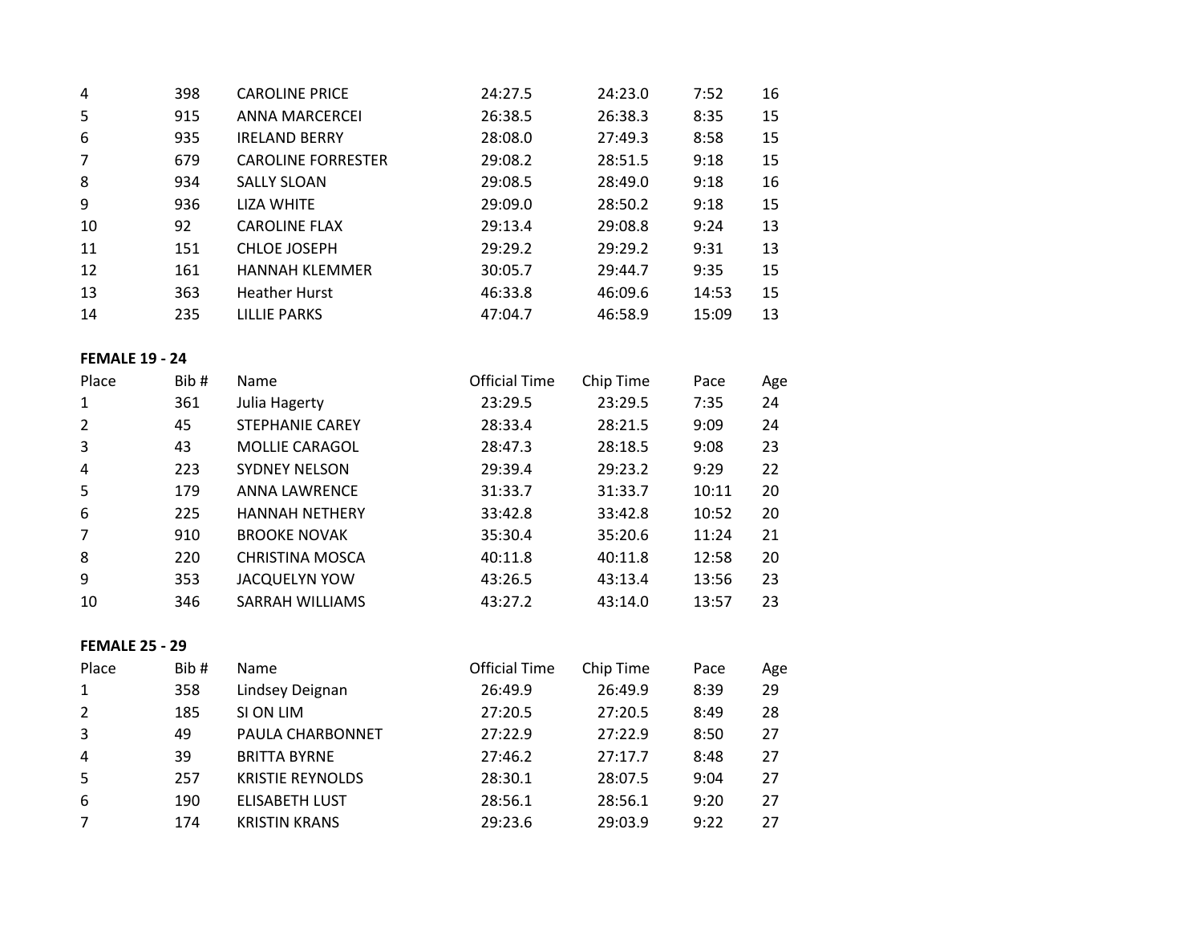| Place | Bib # | Name | Official Time | Chip Time | Pace | Age |
|---|---|---|---|---|---|---|
| 4 | 398 | CAROLINE PRICE | 24:27.5 | 24:23.0 | 7:52 | 16 |
| 5 | 915 | ANNA MARCERCEI | 26:38.5 | 26:38.3 | 8:35 | 15 |
| 6 | 935 | IRELAND BERRY | 28:08.0 | 27:49.3 | 8:58 | 15 |
| 7 | 679 | CAROLINE FORRESTER | 29:08.2 | 28:51.5 | 9:18 | 15 |
| 8 | 934 | SALLY SLOAN | 29:08.5 | 28:49.0 | 9:18 | 16 |
| 9 | 936 | LIZA WHITE | 29:09.0 | 28:50.2 | 9:18 | 15 |
| 10 | 92 | CAROLINE FLAX | 29:13.4 | 29:08.8 | 9:24 | 13 |
| 11 | 151 | CHLOE JOSEPH | 29:29.2 | 29:29.2 | 9:31 | 13 |
| 12 | 161 | HANNAH KLEMMER | 30:05.7 | 29:44.7 | 9:35 | 15 |
| 13 | 363 | Heather Hurst | 46:33.8 | 46:09.6 | 14:53 | 15 |
| 14 | 235 | LILLIE PARKS | 47:04.7 | 46:58.9 | 15:09 | 13 |

**FEMALE 19 - 24**

| Place | Bib # | Name | Official Time | Chip Time | Pace | Age |
|---|---|---|---|---|---|---|
| 1 | 361 | Julia Hagerty | 23:29.5 | 23:29.5 | 7:35 | 24 |
| 2 | 45 | STEPHANIE CAREY | 28:33.4 | 28:21.5 | 9:09 | 24 |
| 3 | 43 | MOLLIE CARAGOL | 28:47.3 | 28:18.5 | 9:08 | 23 |
| 4 | 223 | SYDNEY NELSON | 29:39.4 | 29:23.2 | 9:29 | 22 |
| 5 | 179 | ANNA LAWRENCE | 31:33.7 | 31:33.7 | 10:11 | 20 |
| 6 | 225 | HANNAH NETHERY | 33:42.8 | 33:42.8 | 10:52 | 20 |
| 7 | 910 | BROOKE NOVAK | 35:30.4 | 35:20.6 | 11:24 | 21 |
| 8 | 220 | CHRISTINA MOSCA | 40:11.8 | 40:11.8 | 12:58 | 20 |
| 9 | 353 | JACQUELYN YOW | 43:26.5 | 43:13.4 | 13:56 | 23 |
| 10 | 346 | SARRAH WILLIAMS | 43:27.2 | 43:14.0 | 13:57 | 23 |

**FEMALE 25 - 29**

| Place | Bib # | Name | Official Time | Chip Time | Pace | Age |
|---|---|---|---|---|---|---|
| 1 | 358 | Lindsey Deignan | 26:49.9 | 26:49.9 | 8:39 | 29 |
| 2 | 185 | SI ON LIM | 27:20.5 | 27:20.5 | 8:49 | 28 |
| 3 | 49 | PAULA CHARBONNET | 27:22.9 | 27:22.9 | 8:50 | 27 |
| 4 | 39 | BRITTA BYRNE | 27:46.2 | 27:17.7 | 8:48 | 27 |
| 5 | 257 | KRISTIE REYNOLDS | 28:30.1 | 28:07.5 | 9:04 | 27 |
| 6 | 190 | ELISABETH LUST | 28:56.1 | 28:56.1 | 9:20 | 27 |
| 7 | 174 | KRISTIN KRANS | 29:23.6 | 29:03.9 | 9:22 | 27 |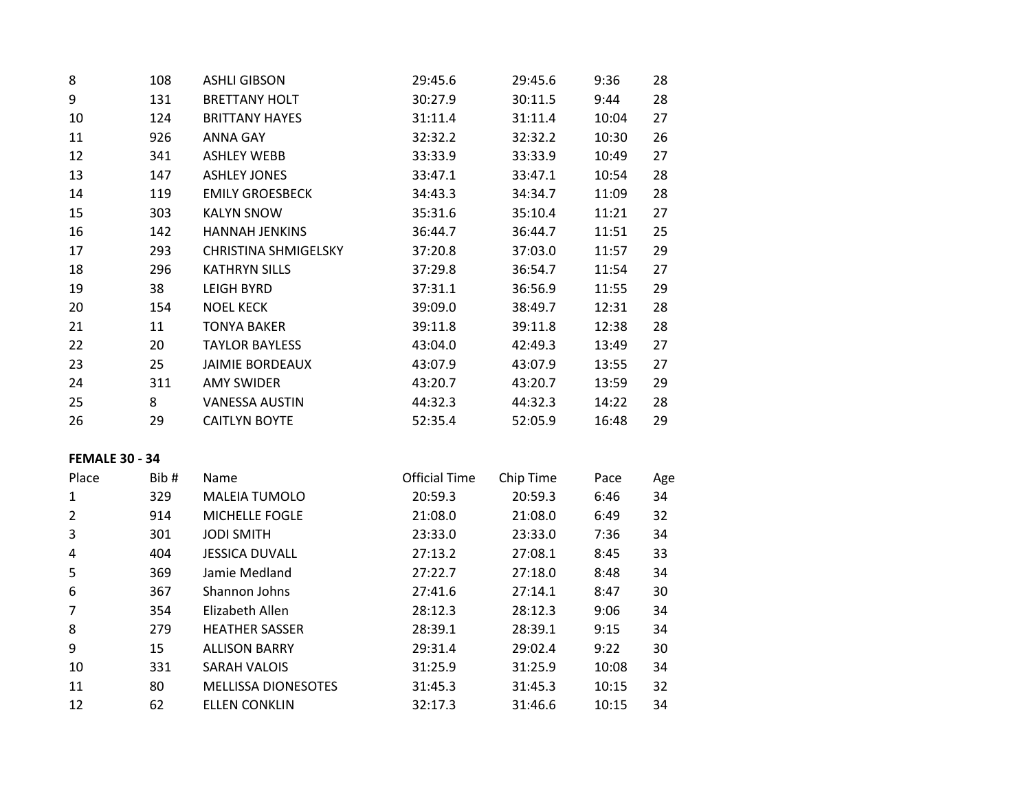| Place | Bib # | Name | Official Time | Chip Time | Pace | Age |
|---|---|---|---|---|---|---|
| 8 | 108 | ASHLI GIBSON | 29:45.6 | 29:45.6 | 9:36 | 28 |
| 9 | 131 | BRETTANY HOLT | 30:27.9 | 30:11.5 | 9:44 | 28 |
| 10 | 124 | BRITTANY HAYES | 31:11.4 | 31:11.4 | 10:04 | 27 |
| 11 | 926 | ANNA GAY | 32:32.2 | 32:32.2 | 10:30 | 26 |
| 12 | 341 | ASHLEY WEBB | 33:33.9 | 33:33.9 | 10:49 | 27 |
| 13 | 147 | ASHLEY JONES | 33:47.1 | 33:47.1 | 10:54 | 28 |
| 14 | 119 | EMILY GROESBECK | 34:43.3 | 34:34.7 | 11:09 | 28 |
| 15 | 303 | KALYN SNOW | 35:31.6 | 35:10.4 | 11:21 | 27 |
| 16 | 142 | HANNAH JENKINS | 36:44.7 | 36:44.7 | 11:51 | 25 |
| 17 | 293 | CHRISTINA SHMIGELSKY | 37:20.8 | 37:03.0 | 11:57 | 29 |
| 18 | 296 | KATHRYN SILLS | 37:29.8 | 36:54.7 | 11:54 | 27 |
| 19 | 38 | LEIGH BYRD | 37:31.1 | 36:56.9 | 11:55 | 29 |
| 20 | 154 | NOEL KECK | 39:09.0 | 38:49.7 | 12:31 | 28 |
| 21 | 11 | TONYA BAKER | 39:11.8 | 39:11.8 | 12:38 | 28 |
| 22 | 20 | TAYLOR BAYLESS | 43:04.0 | 42:49.3 | 13:49 | 27 |
| 23 | 25 | JAIMIE BORDEAUX | 43:07.9 | 43:07.9 | 13:55 | 27 |
| 24 | 311 | AMY SWIDER | 43:20.7 | 43:20.7 | 13:59 | 29 |
| 25 | 8 | VANESSA AUSTIN | 44:32.3 | 44:32.3 | 14:22 | 28 |
| 26 | 29 | CAITLYN BOYTE | 52:35.4 | 52:05.9 | 16:48 | 29 |

**FEMALE 30 - 34**

| Place | Bib # | Name | Official Time | Chip Time | Pace | Age |
|---|---|---|---|---|---|---|
| 1 | 329 | MALEIA TUMOLO | 20:59.3 | 20:59.3 | 6:46 | 34 |
| 2 | 914 | MICHELLE FOGLE | 21:08.0 | 21:08.0 | 6:49 | 32 |
| 3 | 301 | JODI SMITH | 23:33.0 | 23:33.0 | 7:36 | 34 |
| 4 | 404 | JESSICA DUVALL | 27:13.2 | 27:08.1 | 8:45 | 33 |
| 5 | 369 | Jamie Medland | 27:22.7 | 27:18.0 | 8:48 | 34 |
| 6 | 367 | Shannon Johns | 27:41.6 | 27:14.1 | 8:47 | 30 |
| 7 | 354 | Elizabeth Allen | 28:12.3 | 28:12.3 | 9:06 | 34 |
| 8 | 279 | HEATHER SASSER | 28:39.1 | 28:39.1 | 9:15 | 34 |
| 9 | 15 | ALLISON BARRY | 29:31.4 | 29:02.4 | 9:22 | 30 |
| 10 | 331 | SARAH VALOIS | 31:25.9 | 31:25.9 | 10:08 | 34 |
| 11 | 80 | MELLISSA DIONESOTES | 31:45.3 | 31:45.3 | 10:15 | 32 |
| 12 | 62 | ELLEN CONKLIN | 32:17.3 | 31:46.6 | 10:15 | 34 |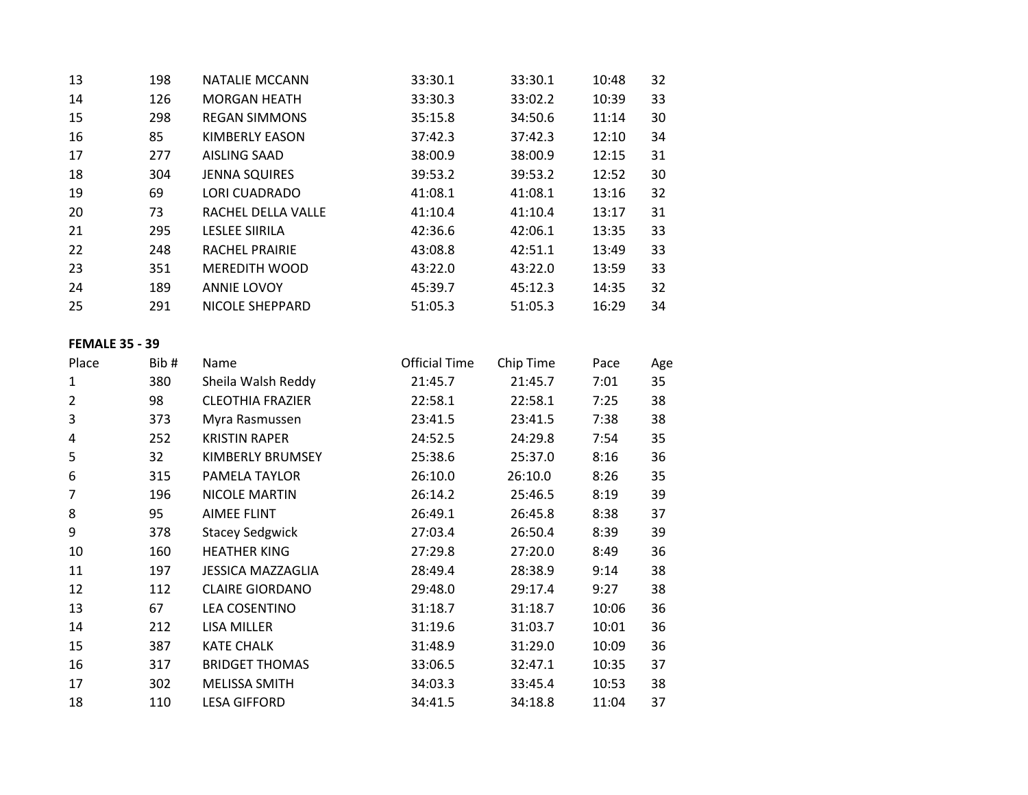| | | | | | | |
|---|---|---|---|---|---|---|
| 13 | 198 | NATALIE MCCANN | 33:30.1 | 33:30.1 | 10:48 | 32 |
| 14 | 126 | MORGAN HEATH | 33:30.3 | 33:02.2 | 10:39 | 33 |
| 15 | 298 | REGAN SIMMONS | 35:15.8 | 34:50.6 | 11:14 | 30 |
| 16 | 85 | KIMBERLY EASON | 37:42.3 | 37:42.3 | 12:10 | 34 |
| 17 | 277 | AISLING SAAD | 38:00.9 | 38:00.9 | 12:15 | 31 |
| 18 | 304 | JENNA SQUIRES | 39:53.2 | 39:53.2 | 12:52 | 30 |
| 19 | 69 | LORI CUADRADO | 41:08.1 | 41:08.1 | 13:16 | 32 |
| 20 | 73 | RACHEL DELLA VALLE | 41:10.4 | 41:10.4 | 13:17 | 31 |
| 21 | 295 | LESLEE SIIRILA | 42:36.6 | 42:06.1 | 13:35 | 33 |
| 22 | 248 | RACHEL PRAIRIE | 43:08.8 | 42:51.1 | 13:49 | 33 |
| 23 | 351 | MEREDITH WOOD | 43:22.0 | 43:22.0 | 13:59 | 33 |
| 24 | 189 | ANNIE LOVOY | 45:39.7 | 45:12.3 | 14:35 | 32 |
| 25 | 291 | NICOLE SHEPPARD | 51:05.3 | 51:05.3 | 16:29 | 34 |

**FEMALE 35 - 39**

| Place | Bib # | Name | Official Time | Chip Time | Pace | Age |
|---|---|---|---|---|---|---|
| 1 | 380 | Sheila Walsh Reddy | 21:45.7 | 21:45.7 | 7:01 | 35 |
| 2 | 98 | CLEOTHIA FRAZIER | 22:58.1 | 22:58.1 | 7:25 | 38 |
| 3 | 373 | Myra Rasmussen | 23:41.5 | 23:41.5 | 7:38 | 38 |
| 4 | 252 | KRISTIN RAPER | 24:52.5 | 24:29.8 | 7:54 | 35 |
| 5 | 32 | KIMBERLY BRUMSEY | 25:38.6 | 25:37.0 | 8:16 | 36 |
| 6 | 315 | PAMELA TAYLOR | 26:10.0 | 26:10.0 | 8:26 | 35 |
| 7 | 196 | NICOLE MARTIN | 26:14.2 | 25:46.5 | 8:19 | 39 |
| 8 | 95 | AIMEE FLINT | 26:49.1 | 26:45.8 | 8:38 | 37 |
| 9 | 378 | Stacey Sedgwick | 27:03.4 | 26:50.4 | 8:39 | 39 |
| 10 | 160 | HEATHER KING | 27:29.8 | 27:20.0 | 8:49 | 36 |
| 11 | 197 | JESSICA MAZZAGLIA | 28:49.4 | 28:38.9 | 9:14 | 38 |
| 12 | 112 | CLAIRE GIORDANO | 29:48.0 | 29:17.4 | 9:27 | 38 |
| 13 | 67 | LEA COSENTINO | 31:18.7 | 31:18.7 | 10:06 | 36 |
| 14 | 212 | LISA MILLER | 31:19.6 | 31:03.7 | 10:01 | 36 |
| 15 | 387 | KATE CHALK | 31:48.9 | 31:29.0 | 10:09 | 36 |
| 16 | 317 | BRIDGET THOMAS | 33:06.5 | 32:47.1 | 10:35 | 37 |
| 17 | 302 | MELISSA SMITH | 34:03.3 | 33:45.4 | 10:53 | 38 |
| 18 | 110 | LESA GIFFORD | 34:41.5 | 34:18.8 | 11:04 | 37 |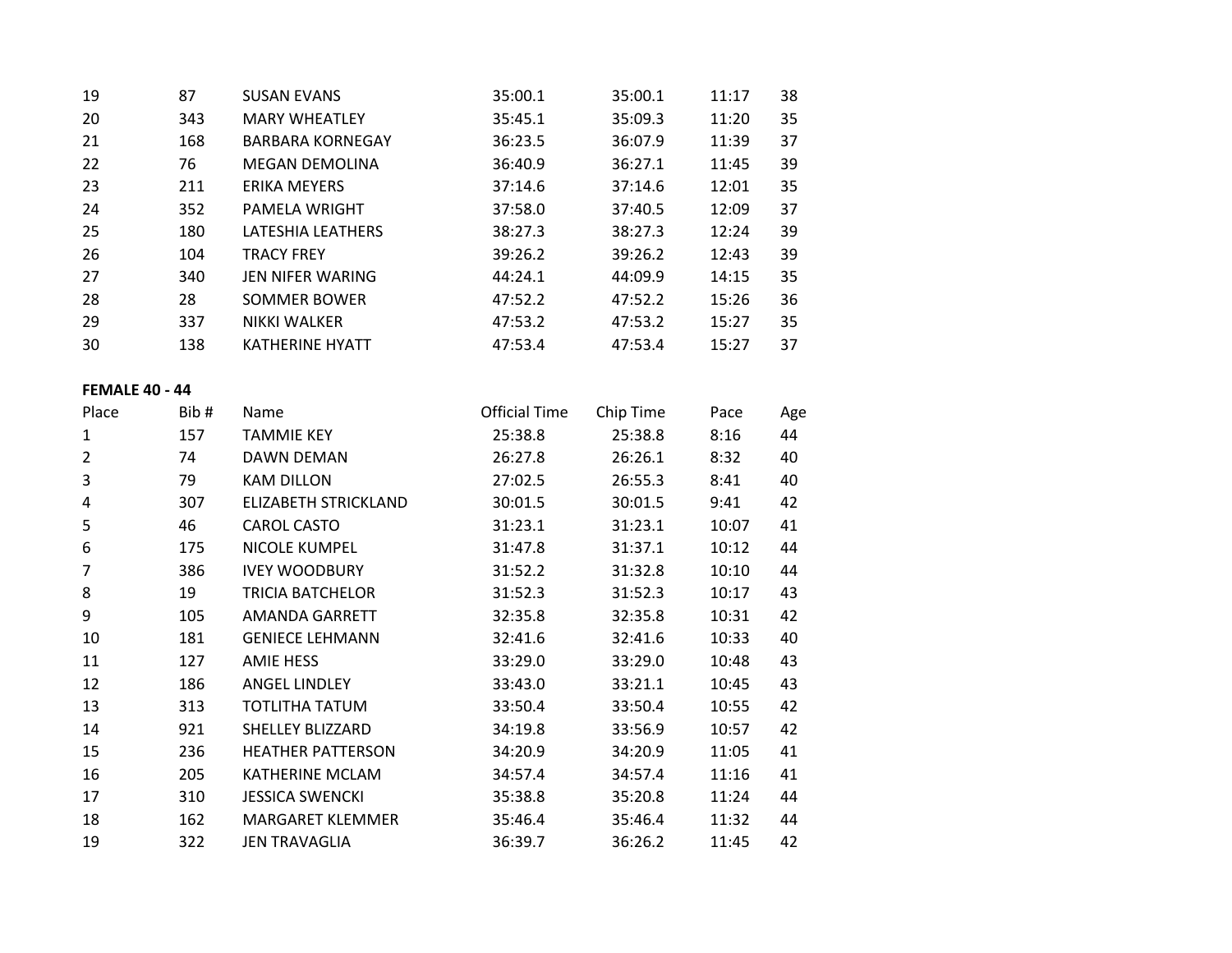| | | | | | | |
|---|---|---|---|---|---|---|
| 19 | 87 | SUSAN EVANS | 35:00.1 | 35:00.1 | 11:17 | 38 |
| 20 | 343 | MARY WHEATLEY | 35:45.1 | 35:09.3 | 11:20 | 35 |
| 21 | 168 | BARBARA KORNEGAY | 36:23.5 | 36:07.9 | 11:39 | 37 |
| 22 | 76 | MEGAN DEMOLINA | 36:40.9 | 36:27.1 | 11:45 | 39 |
| 23 | 211 | ERIKA MEYERS | 37:14.6 | 37:14.6 | 12:01 | 35 |
| 24 | 352 | PAMELA WRIGHT | 37:58.0 | 37:40.5 | 12:09 | 37 |
| 25 | 180 | LATESHIA LEATHERS | 38:27.3 | 38:27.3 | 12:24 | 39 |
| 26 | 104 | TRACY FREY | 39:26.2 | 39:26.2 | 12:43 | 39 |
| 27 | 340 | JEN NIFER WARING | 44:24.1 | 44:09.9 | 14:15 | 35 |
| 28 | 28 | SOMMER BOWER | 47:52.2 | 47:52.2 | 15:26 | 36 |
| 29 | 337 | NIKKI WALKER | 47:53.2 | 47:53.2 | 15:27 | 35 |
| 30 | 138 | KATHERINE HYATT | 47:53.4 | 47:53.4 | 15:27 | 37 |

**FEMALE 40 - 44**

| Place | Bib # | Name | Official Time | Chip Time | Pace | Age |
|---|---|---|---|---|---|---|
| 1 | 157 | TAMMIE KEY | 25:38.8 | 25:38.8 | 8:16 | 44 |
| 2 | 74 | DAWN DEMAN | 26:27.8 | 26:26.1 | 8:32 | 40 |
| 3 | 79 | KAM DILLON | 27:02.5 | 26:55.3 | 8:41 | 40 |
| 4 | 307 | ELIZABETH STRICKLAND | 30:01.5 | 30:01.5 | 9:41 | 42 |
| 5 | 46 | CAROL CASTO | 31:23.1 | 31:23.1 | 10:07 | 41 |
| 6 | 175 | NICOLE KUMPEL | 31:47.8 | 31:37.1 | 10:12 | 44 |
| 7 | 386 | IVEY WOODBURY | 31:52.2 | 31:32.8 | 10:10 | 44 |
| 8 | 19 | TRICIA BATCHELOR | 31:52.3 | 31:52.3 | 10:17 | 43 |
| 9 | 105 | AMANDA GARRETT | 32:35.8 | 32:35.8 | 10:31 | 42 |
| 10 | 181 | GENIECE LEHMANN | 32:41.6 | 32:41.6 | 10:33 | 40 |
| 11 | 127 | AMIE HESS | 33:29.0 | 33:29.0 | 10:48 | 43 |
| 12 | 186 | ANGEL LINDLEY | 33:43.0 | 33:21.1 | 10:45 | 43 |
| 13 | 313 | TOTLITHA TATUM | 33:50.4 | 33:50.4 | 10:55 | 42 |
| 14 | 921 | SHELLEY BLIZZARD | 34:19.8 | 33:56.9 | 10:57 | 42 |
| 15 | 236 | HEATHER PATTERSON | 34:20.9 | 34:20.9 | 11:05 | 41 |
| 16 | 205 | KATHERINE MCLAM | 34:57.4 | 34:57.4 | 11:16 | 41 |
| 17 | 310 | JESSICA SWENCKI | 35:38.8 | 35:20.8 | 11:24 | 44 |
| 18 | 162 | MARGARET KLEMMER | 35:46.4 | 35:46.4 | 11:32 | 44 |
| 19 | 322 | JEN TRAVAGLIA | 36:39.7 | 36:26.2 | 11:45 | 42 |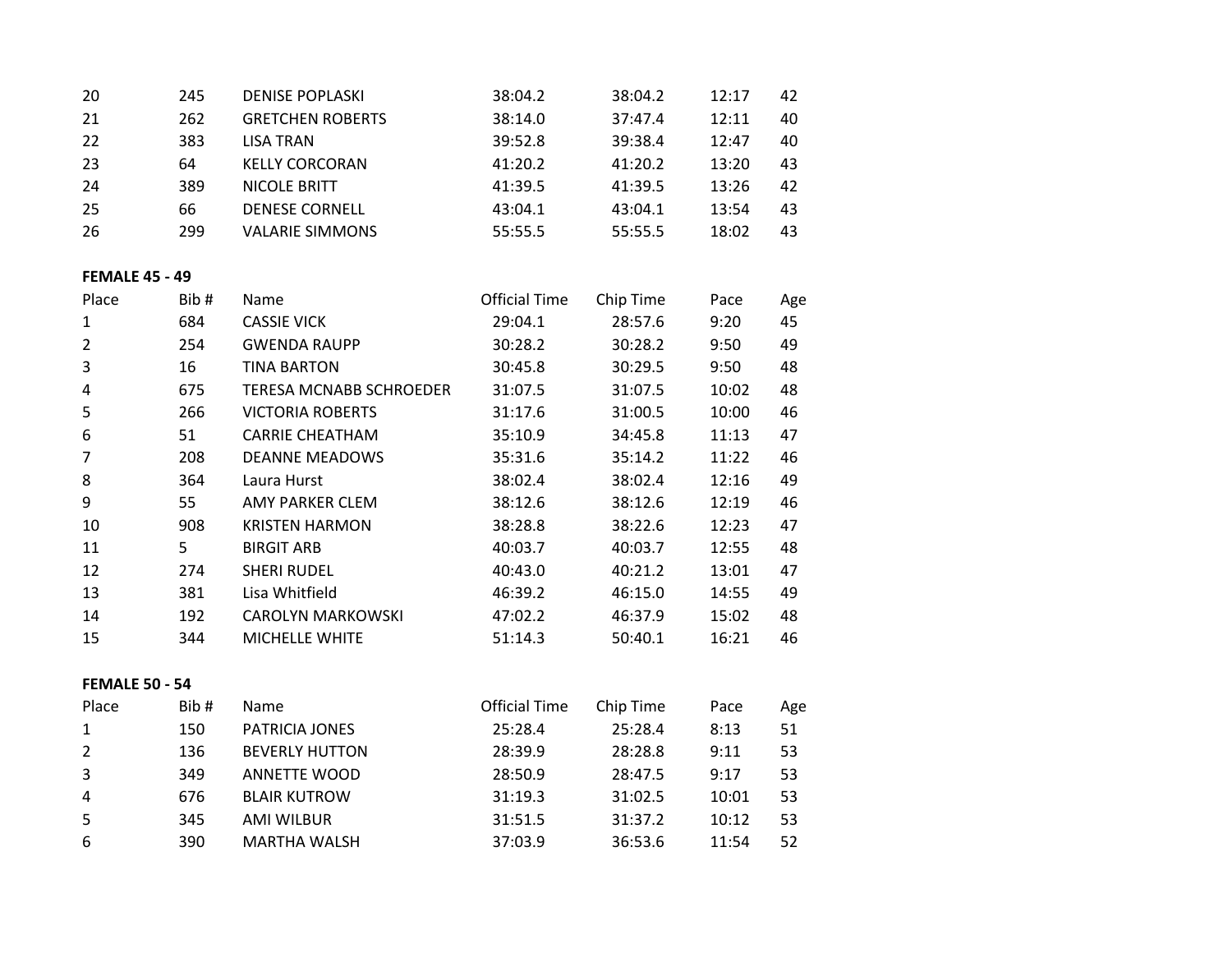| | | | | | | |
|---|---|---|---|---|---|---|
| 20 | 245 | DENISE POPLASKI | 38:04.2 | 38:04.2 | 12:17 | 42 |
| 21 | 262 | GRETCHEN ROBERTS | 38:14.0 | 37:47.4 | 12:11 | 40 |
| 22 | 383 | LISA TRAN | 39:52.8 | 39:38.4 | 12:47 | 40 |
| 23 | 64 | KELLY CORCORAN | 41:20.2 | 41:20.2 | 13:20 | 43 |
| 24 | 389 | NICOLE BRITT | 41:39.5 | 41:39.5 | 13:26 | 42 |
| 25 | 66 | DENESE CORNELL | 43:04.1 | 43:04.1 | 13:54 | 43 |
| 26 | 299 | VALARIE SIMMONS | 55:55.5 | 55:55.5 | 18:02 | 43 |

**FEMALE 45 - 49**

| Place | Bib # | Name | Official Time | Chip Time | Pace | Age |
|---|---|---|---|---|---|---|
| 1 | 684 | CASSIE VICK | 29:04.1 | 28:57.6 | 9:20 | 45 |
| 2 | 254 | GWENDA RAUPP | 30:28.2 | 30:28.2 | 9:50 | 49 |
| 3 | 16 | TINA BARTON | 30:45.8 | 30:29.5 | 9:50 | 48 |
| 4 | 675 | TERESA MCNABB SCHROEDER | 31:07.5 | 31:07.5 | 10:02 | 48 |
| 5 | 266 | VICTORIA ROBERTS | 31:17.6 | 31:00.5 | 10:00 | 46 |
| 6 | 51 | CARRIE CHEATHAM | 35:10.9 | 34:45.8 | 11:13 | 47 |
| 7 | 208 | DEANNE MEADOWS | 35:31.6 | 35:14.2 | 11:22 | 46 |
| 8 | 364 | Laura Hurst | 38:02.4 | 38:02.4 | 12:16 | 49 |
| 9 | 55 | AMY PARKER CLEM | 38:12.6 | 38:12.6 | 12:19 | 46 |
| 10 | 908 | KRISTEN HARMON | 38:28.8 | 38:22.6 | 12:23 | 47 |
| 11 | 5 | BIRGIT ARB | 40:03.7 | 40:03.7 | 12:55 | 48 |
| 12 | 274 | SHERI RUDEL | 40:43.0 | 40:21.2 | 13:01 | 47 |
| 13 | 381 | Lisa Whitfield | 46:39.2 | 46:15.0 | 14:55 | 49 |
| 14 | 192 | CAROLYN MARKOWSKI | 47:02.2 | 46:37.9 | 15:02 | 48 |
| 15 | 344 | MICHELLE WHITE | 51:14.3 | 50:40.1 | 16:21 | 46 |

**FEMALE 50 - 54**

| Place | Bib # | Name | Official Time | Chip Time | Pace | Age |
|---|---|---|---|---|---|---|
| 1 | 150 | PATRICIA JONES | 25:28.4 | 25:28.4 | 8:13 | 51 |
| 2 | 136 | BEVERLY HUTTON | 28:39.9 | 28:28.8 | 9:11 | 53 |
| 3 | 349 | ANNETTE WOOD | 28:50.9 | 28:47.5 | 9:17 | 53 |
| 4 | 676 | BLAIR KUTROW | 31:19.3 | 31:02.5 | 10:01 | 53 |
| 5 | 345 | AMI WILBUR | 31:51.5 | 31:37.2 | 10:12 | 53 |
| 6 | 390 | MARTHA WALSH | 37:03.9 | 36:53.6 | 11:54 | 52 |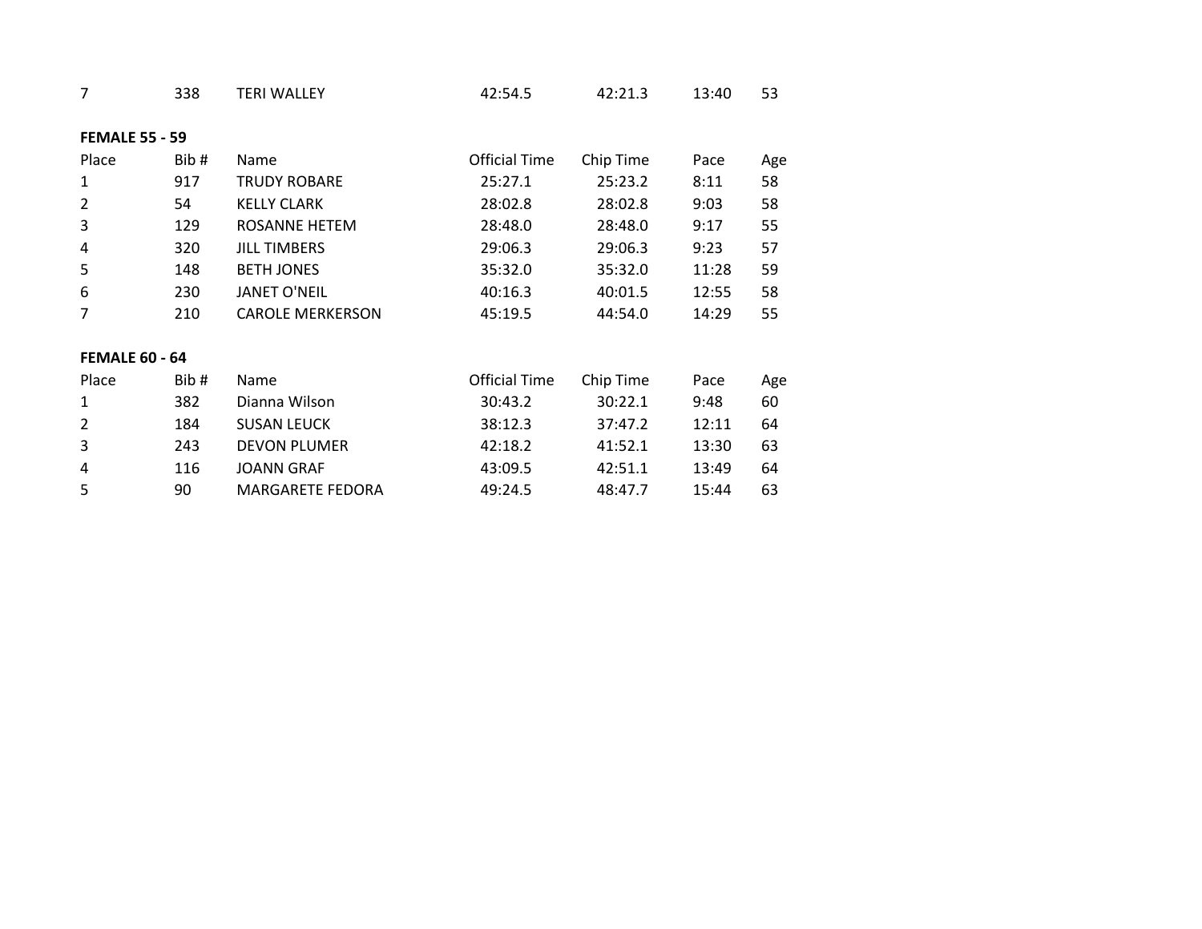| | | | | | | |
|---|---|---|---|---|---|---|
| 7 | 338 | TERI WALLEY | 42:54.5 | 42:21.3 | 13:40 | 53 |

**FEMALE 55 - 59**

| Place | Bib # | Name | Official Time | Chip Time | Pace | Age |
|---|---|---|---|---|---|---|
| 1 | 917 | TRUDY ROBARE | 25:27.1 | 25:23.2 | 8:11 | 58 |
| 2 | 54 | KELLY CLARK | 28:02.8 | 28:02.8 | 9:03 | 58 |
| 3 | 129 | ROSANNE HETEM | 28:48.0 | 28:48.0 | 9:17 | 55 |
| 4 | 320 | JILL TIMBERS | 29:06.3 | 29:06.3 | 9:23 | 57 |
| 5 | 148 | BETH JONES | 35:32.0 | 35:32.0 | 11:28 | 59 |
| 6 | 230 | JANET O'NEIL | 40:16.3 | 40:01.5 | 12:55 | 58 |
| 7 | 210 | CAROLE MERKERSON | 45:19.5 | 44:54.0 | 14:29 | 55 |

**FEMALE 60 - 64**

| Place | Bib # | Name | Official Time | Chip Time | Pace | Age |
|---|---|---|---|---|---|---|
| 1 | 382 | Dianna Wilson | 30:43.2 | 30:22.1 | 9:48 | 60 |
| 2 | 184 | SUSAN LEUCK | 38:12.3 | 37:47.2 | 12:11 | 64 |
| 3 | 243 | DEVON PLUMER | 42:18.2 | 41:52.1 | 13:30 | 63 |
| 4 | 116 | JOANN GRAF | 43:09.5 | 42:51.1 | 13:49 | 64 |
| 5 | 90 | MARGARETE FEDORA | 49:24.5 | 48:47.7 | 15:44 | 63 |